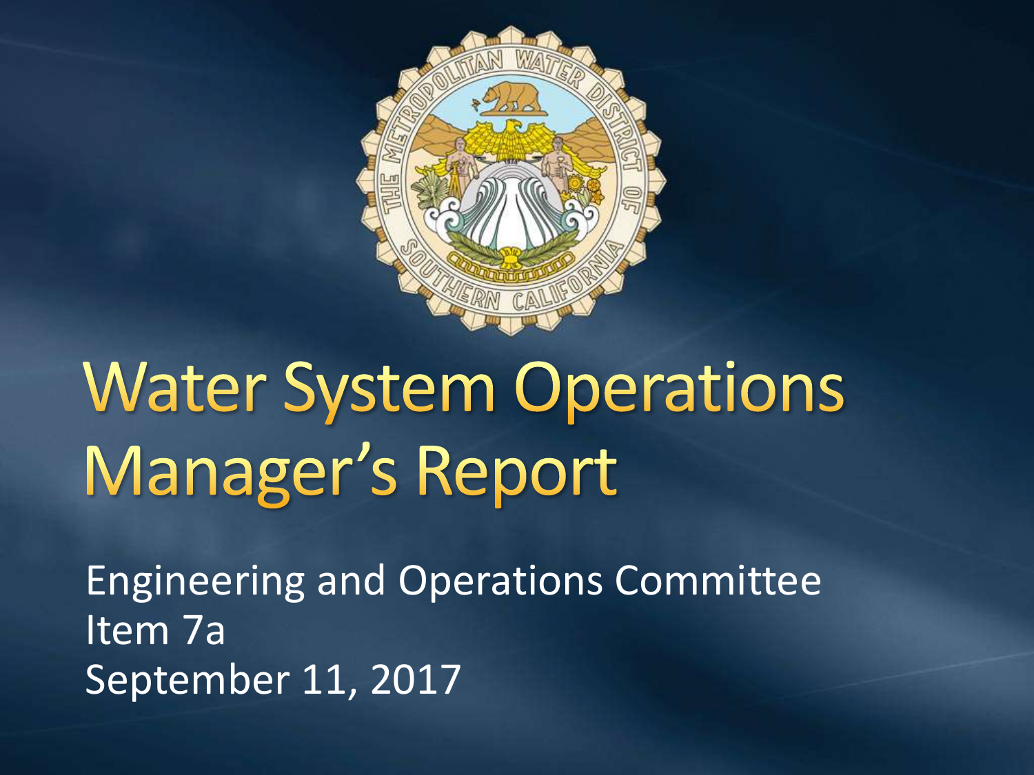# Water System Operations Manager's Report

Engineering and Operations Committee
Item 7a
September 11, 2017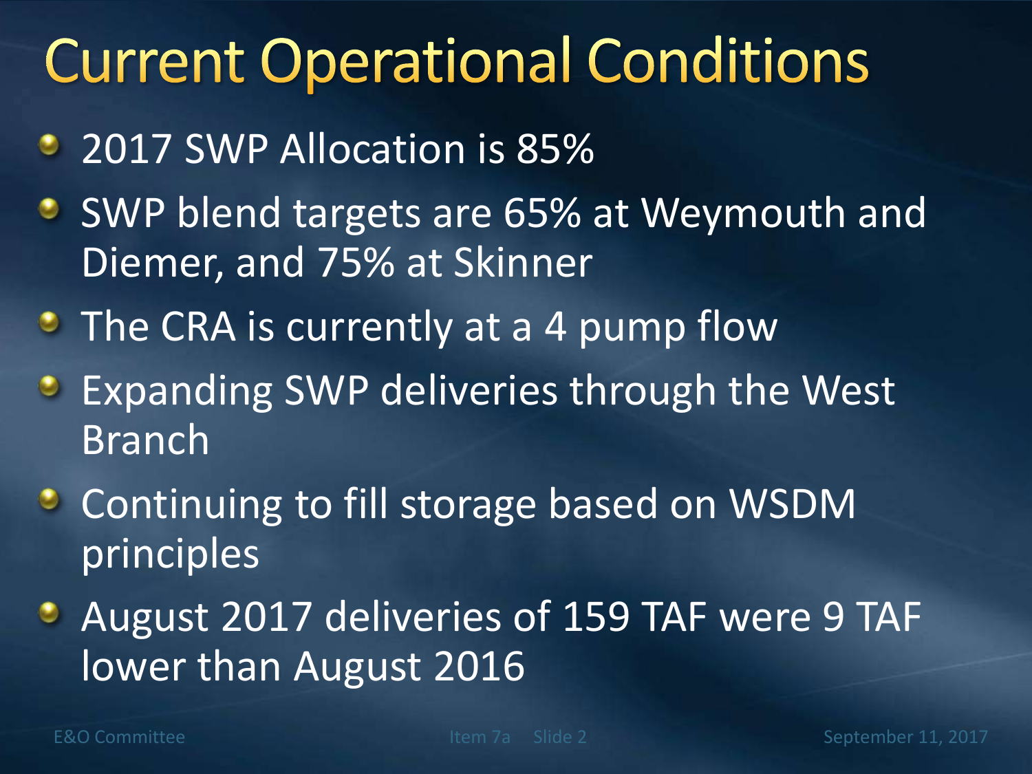# Current Operational Conditions

- 2017 SWP Allocation is 85%
- SWP blend targets are 65% at Weymouth and Diemer, and 75% at Skinner
- The CRA is currently at a 4 pump flow
- Expanding SWP deliveries through the West Branch
- Continuing to fill storage based on WSDM principles
- August 2017 deliveries of 159 TAF were 9 TAF lower than August 2016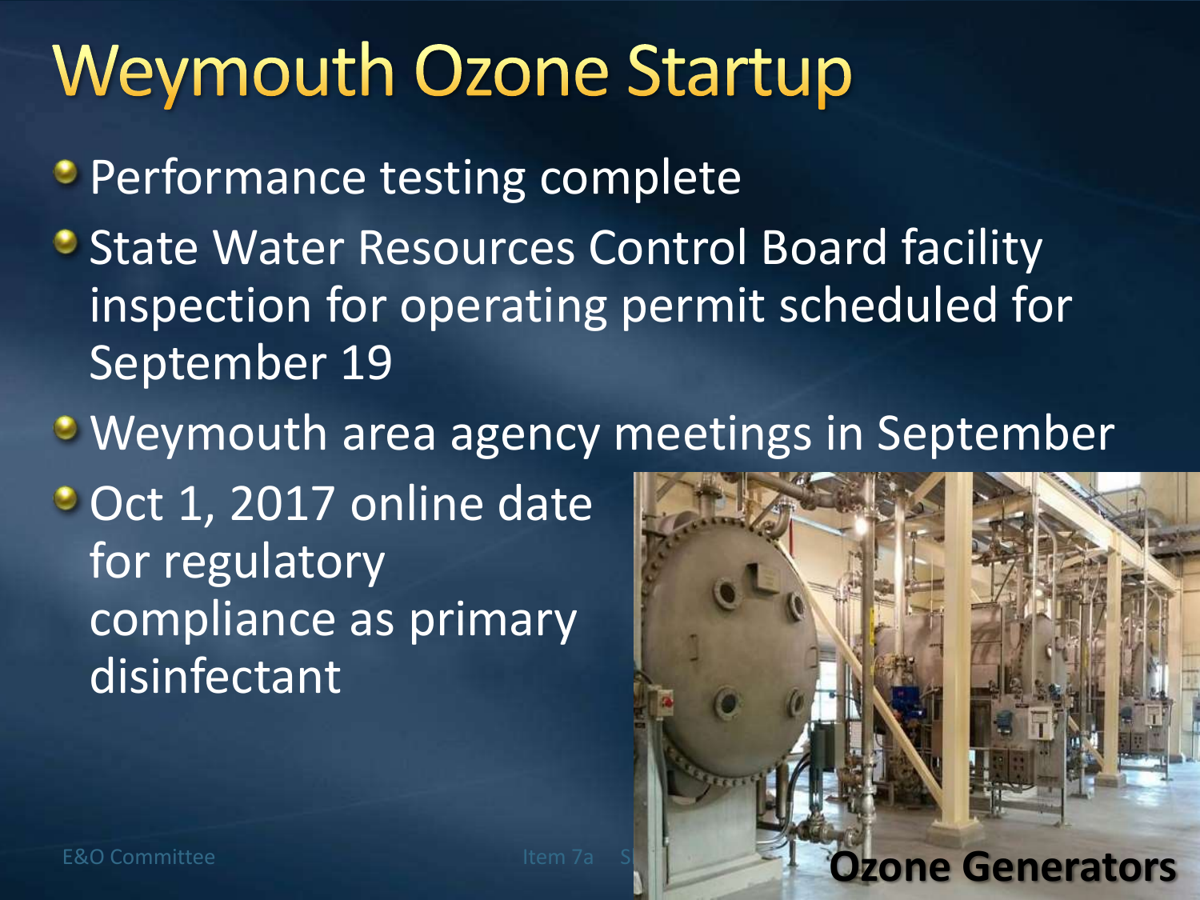# Weymouth Ozone Startup

- Performance testing complete
- State Water Resources Control Board facility inspection for operating permit scheduled for September 19
- Weymouth area agency meetings in September
- Oct 1, 2017 online date for regulatory compliance as primary disinfectant

Ozone Generators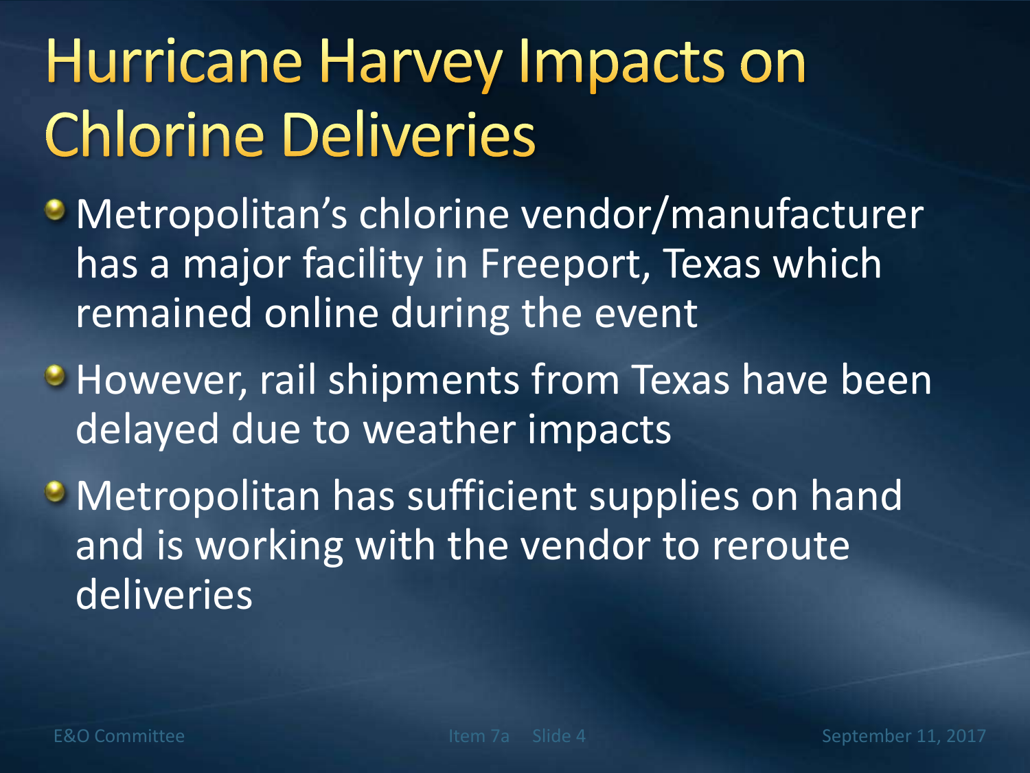# Hurricane Harvey Impacts on Chlorine Deliveries

- Metropolitan's chlorine vendor/manufacturer has a major facility in Freeport, Texas which remained online during the event
- However, rail shipments from Texas have been delayed due to weather impacts
- Metropolitan has sufficient supplies on hand and is working with the vendor to reroute deliveries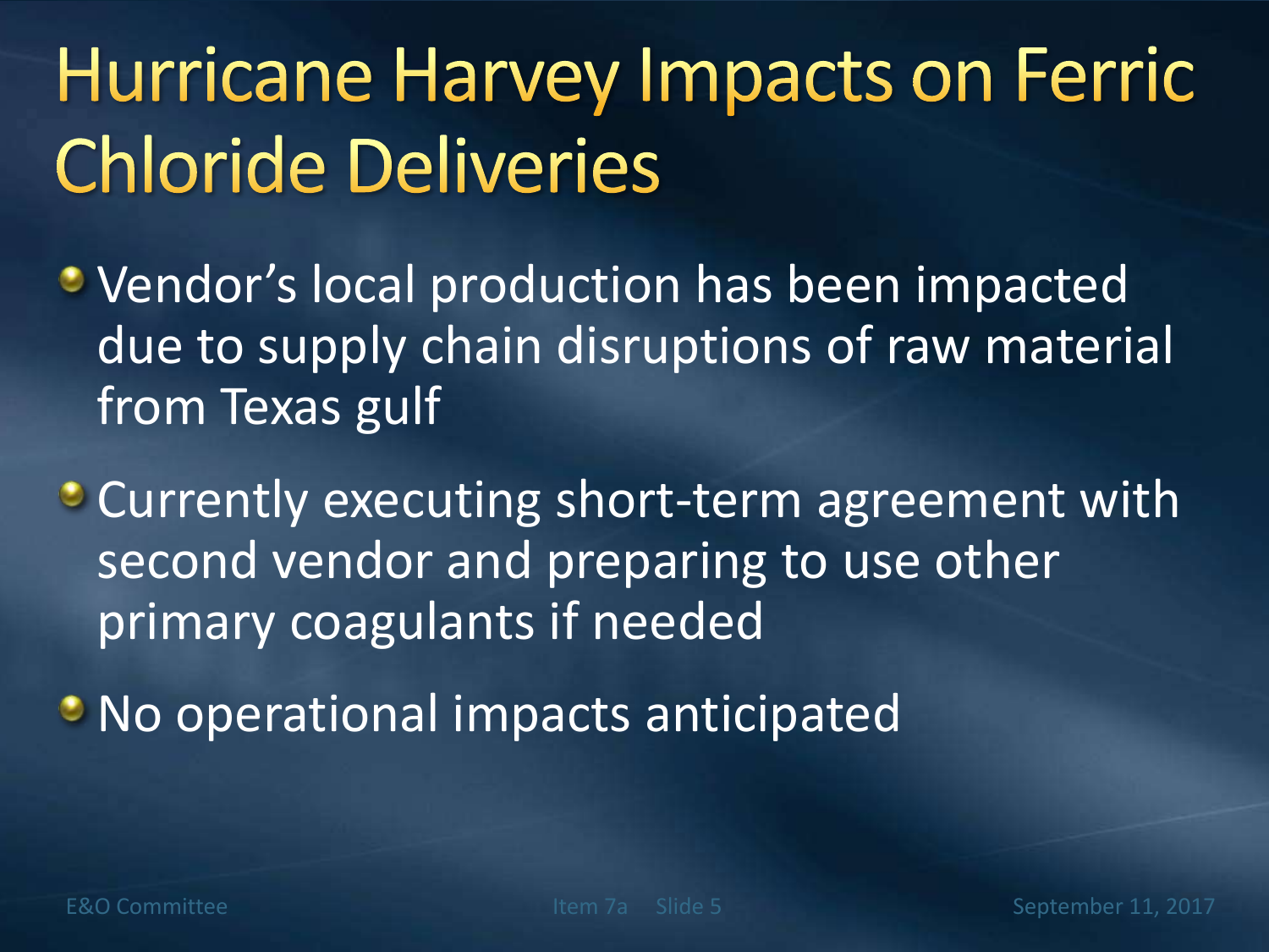# Hurricane Harvey Impacts on Ferric Chloride Deliveries

- Vendor’s local production has been impacted due to supply chain disruptions of raw material from Texas gulf
- Currently executing short-term agreement with second vendor and preparing to use other primary coagulants if needed
- No operational impacts anticipated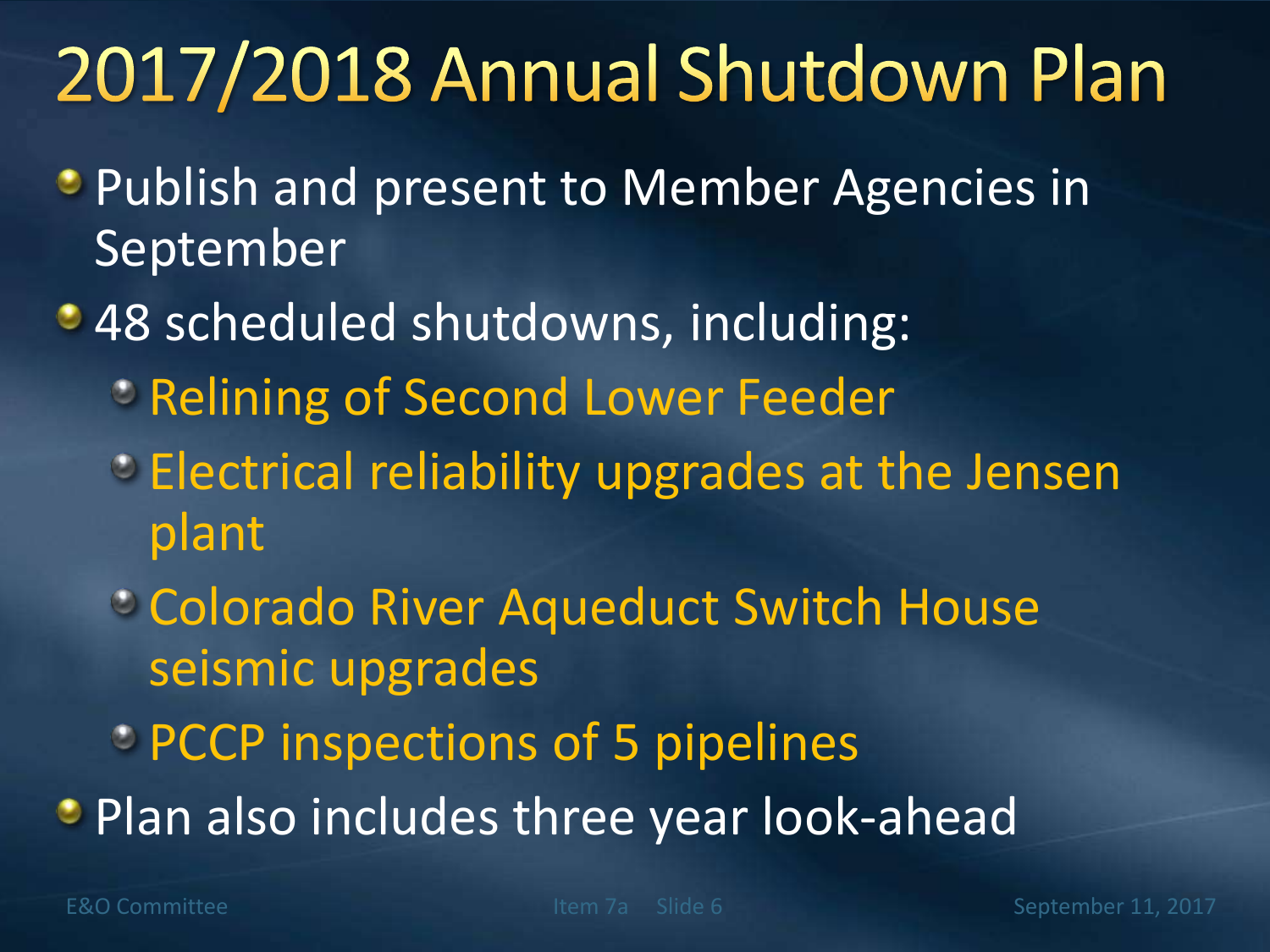# 2017/2018 Annual Shutdown Plan

- Publish and present to Member Agencies in September
- 48 scheduled shutdowns, including:
  - Relining of Second Lower Feeder
  - Electrical reliability upgrades at the Jensen plant
  - Colorado River Aqueduct Switch House seismic upgrades
  - PCCP inspections of 5 pipelines
- Plan also includes three year look-ahead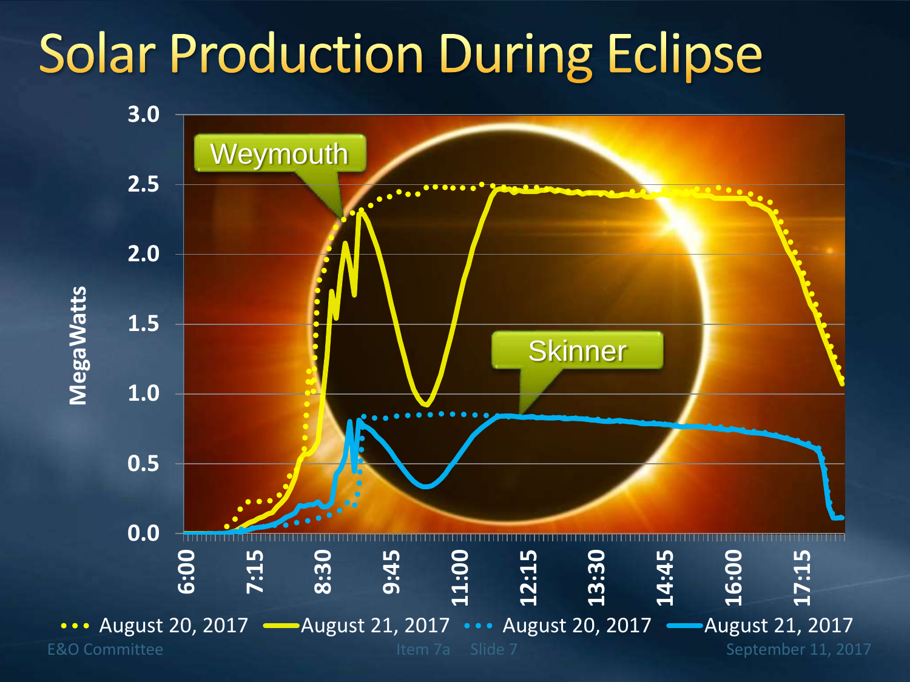# Solar Production During Eclipse

MegaWatts

Weymouth

Skinner

3.0
2.5
2.0
1.5
1.0
0.5
0.0

6:00 7:15 8:30 9:45 11:00 12:15 13:30 14:45 16:00 17:15

••• August 20, 2017 — August 21, 2017 ••• August 20, 2017 — August 21, 2017

E&O Committee Item 7a Slide 7 September 11, 2017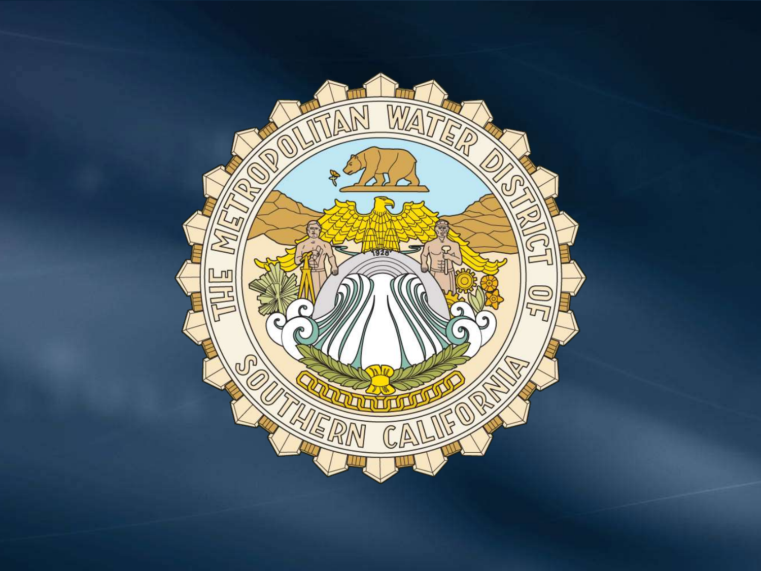THE METROPOLITAN WATER DISTRICT OF SOUTHERN CALIFORNIA

1928